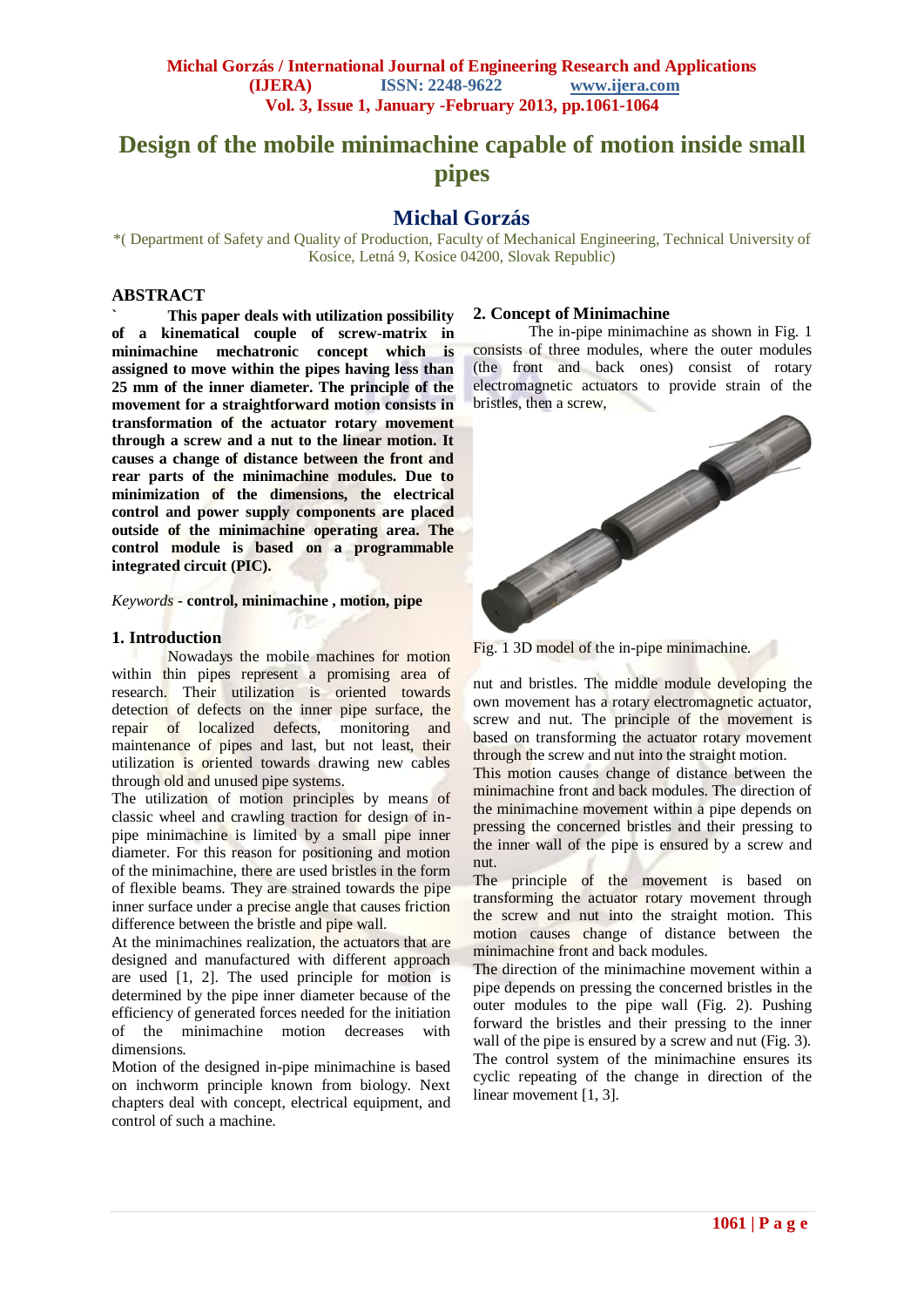# Design of the mobile minimachine capable of motion inside small pipes

## Michal Gorzás

*( Department of Safety and Quality of Production, Faculty of Mechanical Engineering, Technical University of Kosice, Letná 9, Kosice 04200, Slovak Republic)

## ABSTRACT

**This paper deals with utilization possibility of a kinematical couple of screw-matrix in minimachine mechatronic concept which is assigned to move within the pipes having less than 25 mm of the inner diameter. The principle of the movement for a straightforward motion consists in transformation of the actuator rotary movement through a screw and a nut to the linear motion. It causes a change of distance between the front and rear parts of the minimachine modules. Due to minimization of the dimensions, the electrical control and power supply components are placed outside of the minimachine operating area. The control module is based on a programmable integrated circuit (PIC).**

*Keywords* - **control, minimachine , motion, pipe**

## 1. Introduction

Nowadays the mobile machines for motion within thin pipes represent a promising area of research. Their utilization is oriented towards detection of defects on the inner pipe surface, the repair of localized defects, monitoring and maintenance of pipes and last, but not least, their utilization is oriented towards drawing new cables through old and unused pipe systems.

The utilization of motion principles by means of classic wheel and crawling traction for design of in-pipe minimachine is limited by a small pipe inner diameter. For this reason for positioning and motion of the minimachine, there are used bristles in the form of flexible beams. They are strained towards the pipe inner surface under a precise angle that causes friction difference between the bristle and pipe wall.

At the minimachines realization, the actuators that are designed and manufactured with different approach are used [1, 2]. The used principle for motion is determined by the pipe inner diameter because of the efficiency of generated forces needed for the initiation of the minimachine motion decreases with dimensions.

Motion of the designed in-pipe minimachine is based on inchworm principle known from biology. Next chapters deal with concept, electrical equipment, and control of such a machine.

## 2. Concept of Minimachine

The in-pipe minimachine as shown in Fig. 1 consists of three modules, where the outer modules (the front and back ones) consist of rotary electromagnetic actuators to provide strain of the bristles, then a screw,

Fig. 1 3D model of the in-pipe minimachine.

nut and bristles. The middle module developing the own movement has a rotary electromagnetic actuator, screw and nut. The principle of the movement is based on transforming the actuator rotary movement through the screw and nut into the straight motion.

This motion causes change of distance between the minimachine front and back modules. The direction of the minimachine movement within a pipe depends on pressing the concerned bristles and their pressing to the inner wall of the pipe is ensured by a screw and nut.

The principle of the movement is based on transforming the actuator rotary movement through the screw and nut into the straight motion. This motion causes change of distance between the minimachine front and back modules.

The direction of the minimachine movement within a pipe depends on pressing the concerned bristles in the outer modules to the pipe wall (Fig. 2). Pushing forward the bristles and their pressing to the inner wall of the pipe is ensured by a screw and nut (Fig. 3). The control system of the minimachine ensures its cyclic repeating of the change in direction of the linear movement [1, 3].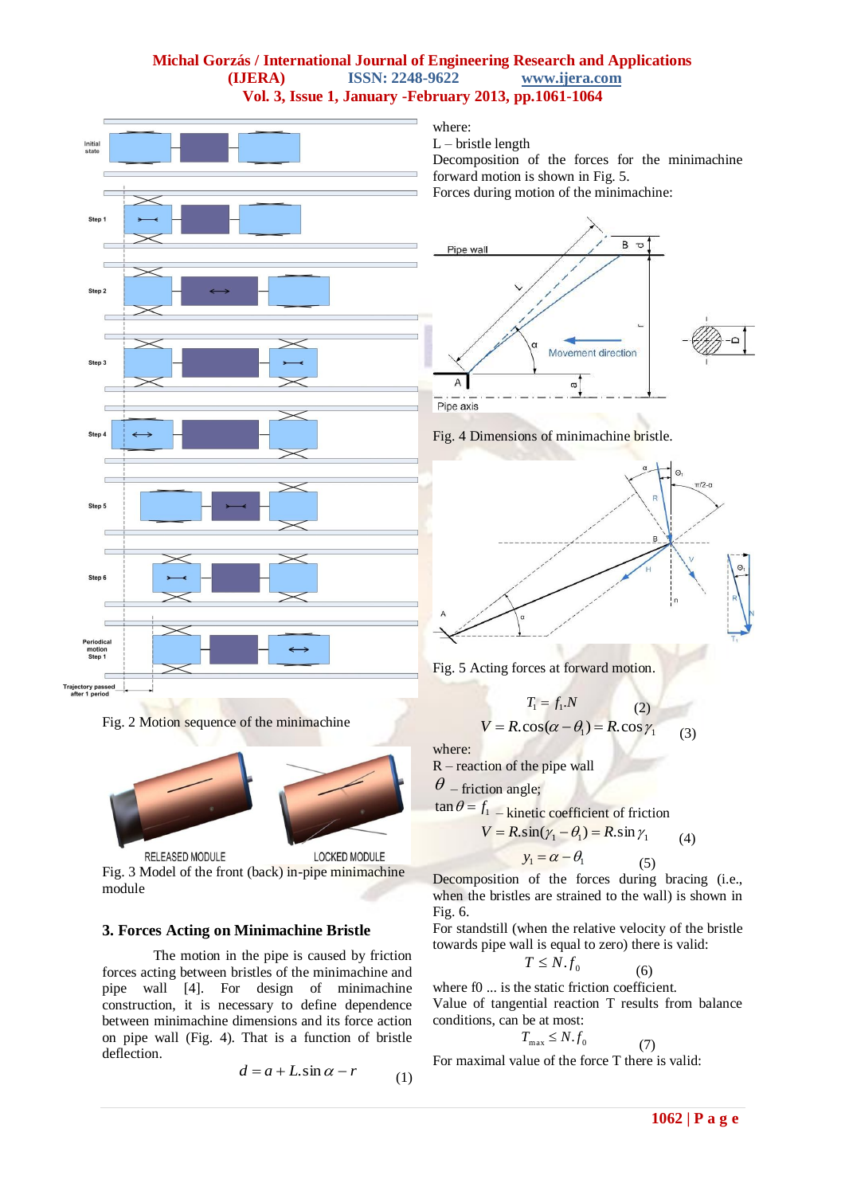Fig. 2 Motion sequence of the minimachine

Fig. 3 Model of the front (back) in-pipe minimachine module

## 3. Forces Acting on Minimachine Bristle

The motion in the pipe is caused by friction forces acting between bristles of the minimachine and pipe wall [4]. For design of minimachine construction, it is necessary to define dependence between minimachine dimensions and its force action on pipe wall (Fig. 4). That is a function of bristle deflection.

$$d = a + L.\sin\alpha - r \qquad (1)$$

where:
L – bristle length

Decomposition of the forces for the minimachine forward motion is shown in Fig. 5.

Forces during motion of the minimachine:

Fig. 4 Dimensions of minimachine bristle.

Fig. 5 Acting forces at forward motion.

$$T_1 = f_1.N \qquad (2)$$

$$V = R.\cos(\alpha - \theta_1) = R.\cos\gamma_1 \qquad (3)$$

where:
R – reaction of the pipe wall
$\theta$ – friction angle;
$\tan\theta = f_1$ – kinetic coefficient of friction

$$V = R.\sin(\gamma_1 - \theta_1) = R.\sin\gamma_1 \qquad (4)$$

$$y_1 = \alpha - \theta_1 \qquad (5)$$

Decomposition of the forces during bracing (i.e., when the bristles are strained to the wall) is shown in Fig. 6.

For standstill (when the relative velocity of the bristle towards pipe wall is equal to zero) there is valid:

$$T \le N.f_0 \qquad (6)$$

where f0 ... is the static friction coefficient.

Value of tangential reaction T results from balance conditions, can be at most:

$$T_{\max} \le N.f_0 \qquad (7)$$

For maximal value of the force T there is valid: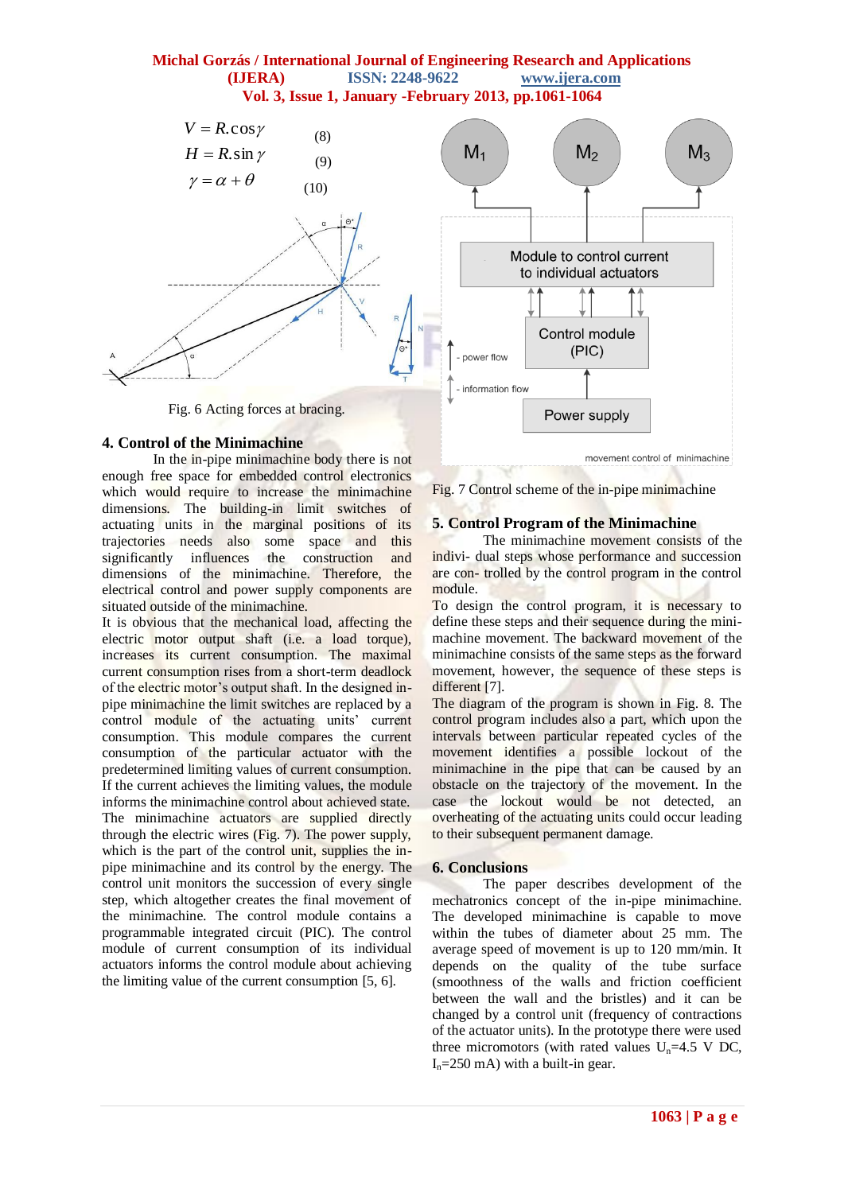$$V = R.\cos\gamma \qquad (8)$$

$$H = R.\sin\gamma \qquad (9)$$

$$\gamma = \alpha + \theta \qquad (10)$$

Fig. 6 Acting forces at bracing.

## 4. Control of the Minimachine

In the in-pipe minimachine body there is not enough free space for embedded control electronics which would require to increase the minimachine dimensions. The building-in limit switches of actuating units in the marginal positions of its trajectories needs also some space and this significantly influences the construction and dimensions of the minimachine. Therefore, the electrical control and power supply components are situated outside of the minimachine.

It is obvious that the mechanical load, affecting the electric motor output shaft (i.e. a load torque), increases its current consumption. The maximal current consumption rises from a short-term deadlock of the electric motor's output shaft. In the designed in-pipe minimachine the limit switches are replaced by a control module of the actuating units' current consumption. This module compares the current consumption of the particular actuator with the predetermined limiting values of current consumption. If the current achieves the limiting values, the module informs the minimachine control about achieved state. The minimachine actuators are supplied directly through the electric wires (Fig. 7). The power supply, which is the part of the control unit, supplies the in-pipe minimachine and its control by the energy. The control unit monitors the succession of every single step, which altogether creates the final movement of the minimachine. The control module contains a programmable integrated circuit (PIC). The control module of current consumption of its individual actuators informs the control module about achieving the limiting value of the current consumption [5, 6].

Fig. 7 Control scheme of the in-pipe minimachine

## 5. Control Program of the Minimachine

The minimachine movement consists of the indivi- dual steps whose performance and succession are con- trolled by the control program in the control module.

To design the control program, it is necessary to define these steps and their sequence during the mini-machine movement. The backward movement of the minimachine consists of the same steps as the forward movement, however, the sequence of these steps is different [7].

The diagram of the program is shown in Fig. 8. The control program includes also a part, which upon the intervals between particular repeated cycles of the movement identifies a possible lockout of the minimachine in the pipe that can be caused by an obstacle on the trajectory of the movement. In the case the lockout would be not detected, an overheating of the actuating units could occur leading to their subsequent permanent damage.

## 6. Conclusions

The paper describes development of the mechatronics concept of the in-pipe minimachine. The developed minimachine is capable to move within the tubes of diameter about 25 mm. The average speed of movement is up to 120 mm/min. It depends on the quality of the tube surface (smoothness of the walls and friction coefficient between the wall and the bristles) and it can be changed by a control unit (frequency of contractions of the actuator units). In the prototype there were used three micromotors (with rated values $U_n$=4.5 V DC, $I_n$=250 mA) with a built-in gear.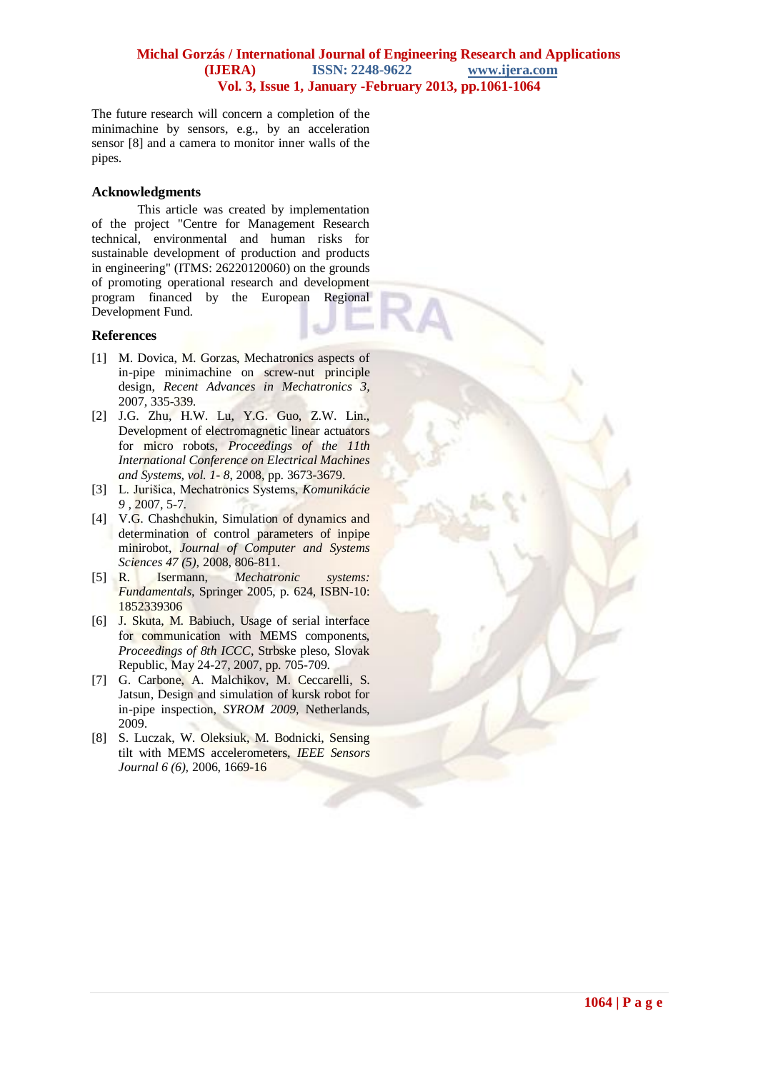The future research will concern a completion of the minimachine by sensors, e.g., by an acceleration sensor [8] and a camera to monitor inner walls of the pipes.

## Acknowledgments

This article was created by implementation of the project "Centre for Management Research technical, environmental and human risks for sustainable development of production and products in engineering" (ITMS: 26220120060) on the grounds of promoting operational research and development program financed by the European Regional Development Fund.

## References

[1] M. Dovica, M. Gorzas, Mechatronics aspects of in-pipe minimachine on screw-nut principle design, *Recent Advances in Mechatronics 3,* 2007, 335-339.

[2] J.G. Zhu, H.W. Lu, Y.G. Guo, Z.W. Lin., Development of electromagnetic linear actuators for micro robots, *Proceedings of the 11th International Conference on Electrical Machines and Systems, vol. 1- 8,* 2008, pp. 3673-3679.

[3] L. Jurišica, Mechatronics Systems, *Komunikácie 9* , 2007, 5-7.

[4] V.G. Chashchukin, Simulation of dynamics and determination of control parameters of inpipe minirobot, *Journal of Computer and Systems Sciences 47 (5),* 2008, 806-811.

[5] R. Isermann, *Mechatronic systems: Fundamentals*, Springer 2005, p. 624, ISBN-10: 1852339306

[6] J. Skuta, M. Babiuch, Usage of serial interface for communication with MEMS components, *Proceedings of 8th ICCC*, Strbske pleso, Slovak Republic, May 24-27, 2007, pp. 705-709.

[7] G. Carbone, A. Malchikov, M. Ceccarelli, S. Jatsun, Design and simulation of kursk robot for in-pipe inspection, *SYROM 2009,* Netherlands, 2009.

[8] S. Luczak, W. Oleksiuk, M. Bodnicki, Sensing tilt with MEMS accelerometers, *IEEE Sensors Journal 6 (6),* 2006, 1669-16